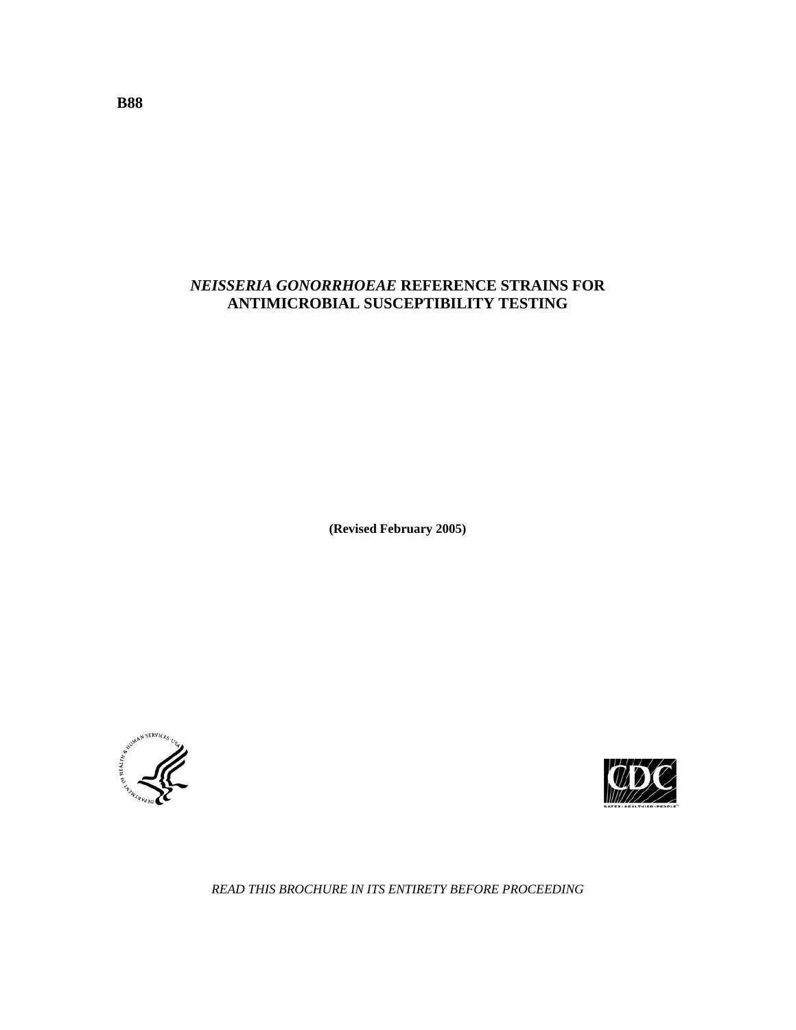**B88**

# *NEISSERIA GONORRHOEAE* REFERENCE STRAINS FOR ANTIMICROBIAL SUSCEPTIBILITY TESTING

**(Revised February 2005)**

*READ THIS BROCHURE IN ITS ENTIRETY BEFORE PROCEEDING*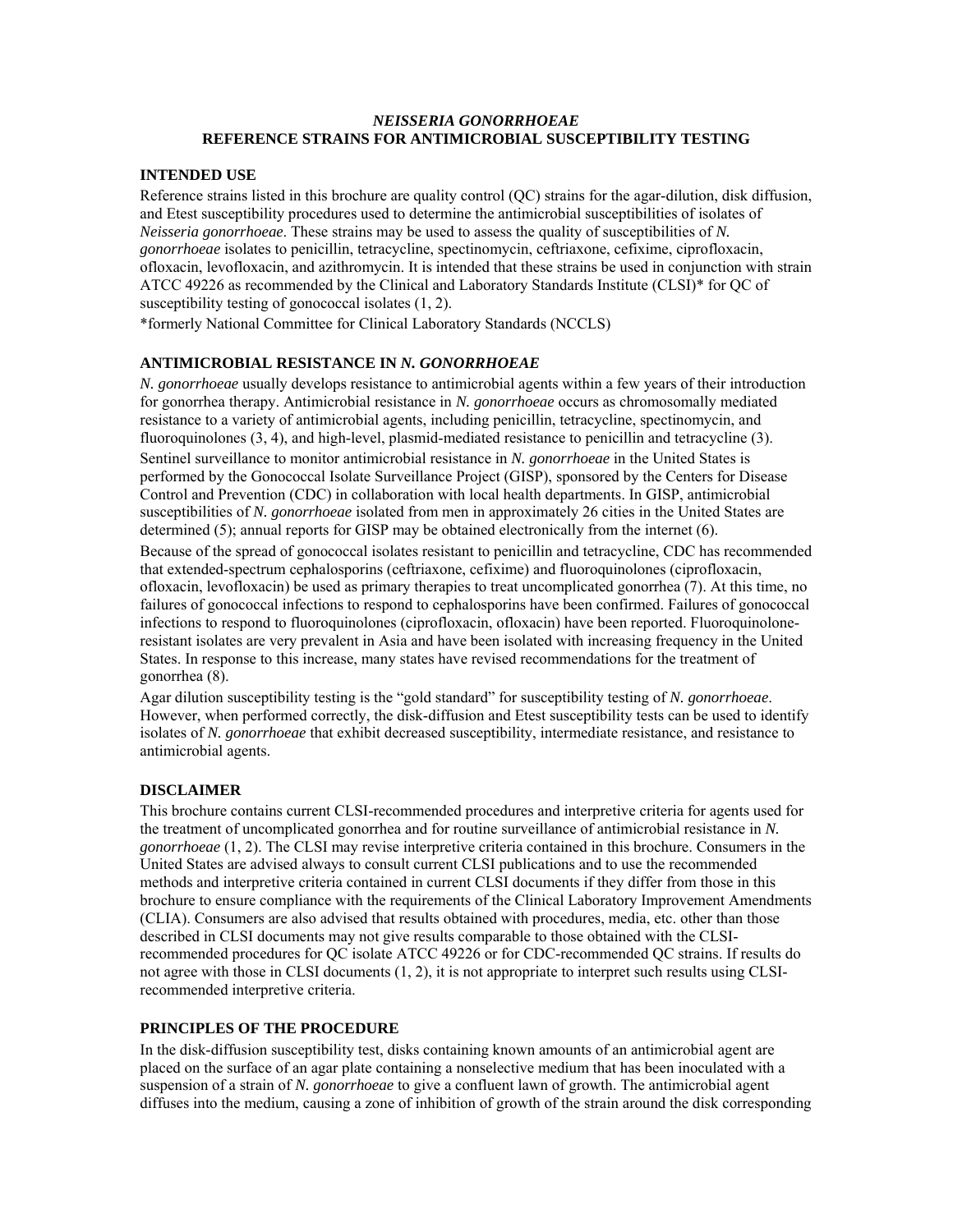# *NEISSERIA GONORRHOEAE* REFERENCE STRAINS FOR ANTIMICROBIAL SUSCEPTIBILITY TESTING

## INTENDED USE

Reference strains listed in this brochure are quality control (QC) strains for the agar-dilution, disk diffusion, and Etest susceptibility procedures used to determine the antimicrobial susceptibilities of isolates of *Neisseria gonorrhoeae*. These strains may be used to assess the quality of susceptibilities of *N. gonorrhoeae* isolates to penicillin, tetracycline, spectinomycin, ceftriaxone, cefixime, ciprofloxacin, ofloxacin, levofloxacin, and azithromycin. It is intended that these strains be used in conjunction with strain ATCC 49226 as recommended by the Clinical and Laboratory Standards Institute (CLSI)* for QC of susceptibility testing of gonococcal isolates (1, 2).

*formerly National Committee for Clinical Laboratory Standards (NCCLS)

## ANTIMICROBIAL RESISTANCE IN *N. GONORRHOEAE*

*N. gonorrhoeae* usually develops resistance to antimicrobial agents within a few years of their introduction for gonorrhea therapy. Antimicrobial resistance in *N. gonorrhoeae* occurs as chromosomally mediated resistance to a variety of antimicrobial agents, including penicillin, tetracycline, spectinomycin, and fluoroquinolones (3, 4), and high-level, plasmid-mediated resistance to penicillin and tetracycline (3).

Sentinel surveillance to monitor antimicrobial resistance in *N. gonorrhoeae* in the United States is performed by the Gonococcal Isolate Surveillance Project (GISP), sponsored by the Centers for Disease Control and Prevention (CDC) in collaboration with local health departments. In GISP, antimicrobial susceptibilities of *N. gonorrhoeae* isolated from men in approximately 26 cities in the United States are determined (5); annual reports for GISP may be obtained electronically from the internet (6).

Because of the spread of gonococcal isolates resistant to penicillin and tetracycline, CDC has recommended that extended-spectrum cephalosporins (ceftriaxone, cefixime) and fluoroquinolones (ciprofloxacin, ofloxacin, levofloxacin) be used as primary therapies to treat uncomplicated gonorrhea (7). At this time, no failures of gonococcal infections to respond to cephalosporins have been confirmed. Failures of gonococcal infections to respond to fluoroquinolones (ciprofloxacin, ofloxacin) have been reported. Fluoroquinolone-resistant isolates are very prevalent in Asia and have been isolated with increasing frequency in the United States. In response to this increase, many states have revised recommendations for the treatment of gonorrhea (8).

Agar dilution susceptibility testing is the "gold standard" for susceptibility testing of *N. gonorrhoeae*. However, when performed correctly, the disk-diffusion and Etest susceptibility tests can be used to identify isolates of *N. gonorrhoeae* that exhibit decreased susceptibility, intermediate resistance, and resistance to antimicrobial agents.

## DISCLAIMER

This brochure contains current CLSI-recommended procedures and interpretive criteria for agents used for the treatment of uncomplicated gonorrhea and for routine surveillance of antimicrobial resistance in *N. gonorrhoeae* (1, 2). The CLSI may revise interpretive criteria contained in this brochure. Consumers in the United States are advised always to consult current CLSI publications and to use the recommended methods and interpretive criteria contained in current CLSI documents if they differ from those in this brochure to ensure compliance with the requirements of the Clinical Laboratory Improvement Amendments (CLIA). Consumers are also advised that results obtained with procedures, media, etc. other than those described in CLSI documents may not give results comparable to those obtained with the CLSI-recommended procedures for QC isolate ATCC 49226 or for CDC-recommended QC strains. If results do not agree with those in CLSI documents (1, 2), it is not appropriate to interpret such results using CLSI-recommended interpretive criteria.

## PRINCIPLES OF THE PROCEDURE

In the disk-diffusion susceptibility test, disks containing known amounts of an antimicrobial agent are placed on the surface of an agar plate containing a nonselective medium that has been inoculated with a suspension of a strain of *N. gonorrhoeae* to give a confluent lawn of growth. The antimicrobial agent diffuses into the medium, causing a zone of inhibition of growth of the strain around the disk corresponding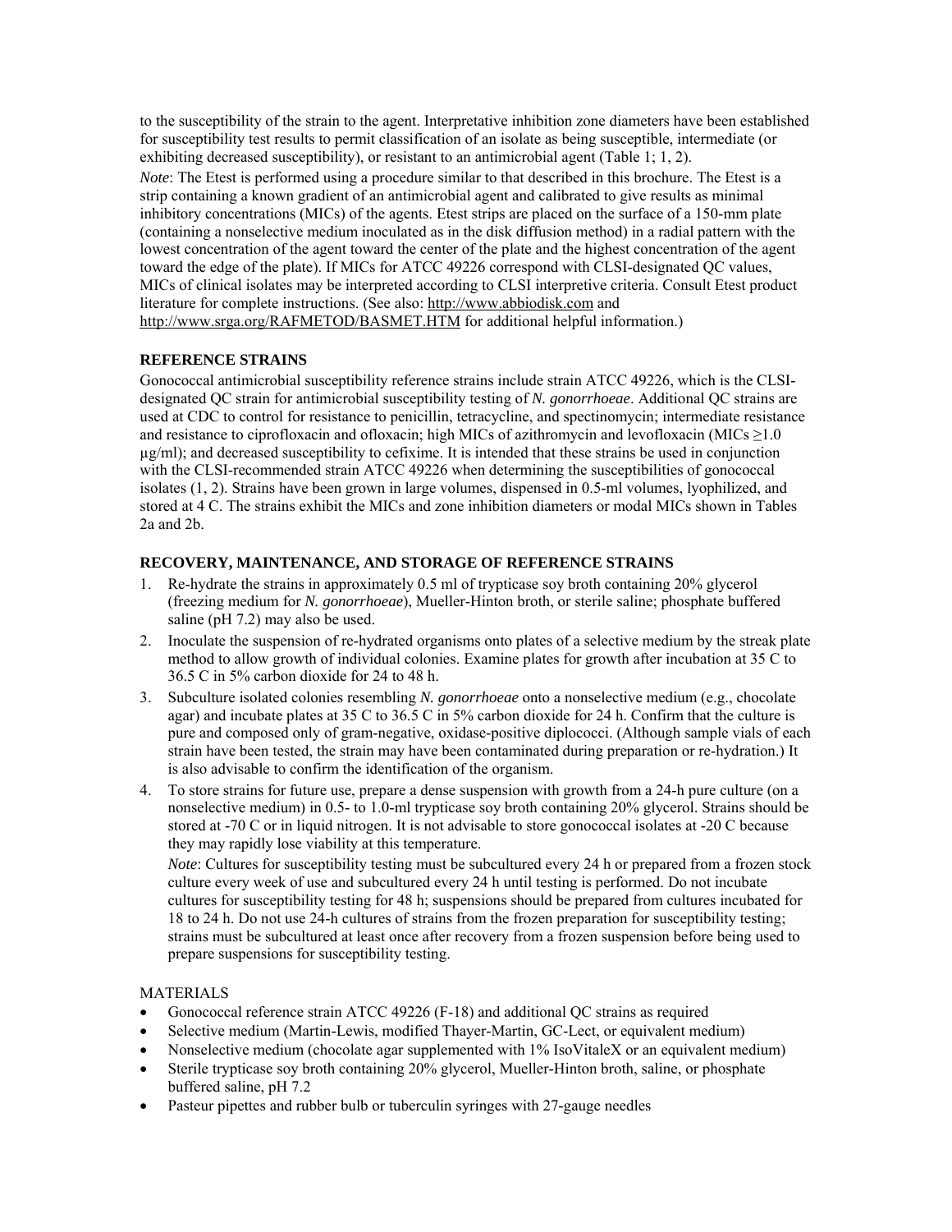to the susceptibility of the strain to the agent. Interpretative inhibition zone diameters have been established for susceptibility test results to permit classification of an isolate as being susceptible, intermediate (or exhibiting decreased susceptibility), or resistant to an antimicrobial agent (Table 1; 1, 2).

*Note*: The Etest is performed using a procedure similar to that described in this brochure. The Etest is a strip containing a known gradient of an antimicrobial agent and calibrated to give results as minimal inhibitory concentrations (MICs) of the agents. Etest strips are placed on the surface of a 150-mm plate (containing a nonselective medium inoculated as in the disk diffusion method) in a radial pattern with the lowest concentration of the agent toward the center of the plate and the highest concentration of the agent toward the edge of the plate). If MICs for ATCC 49226 correspond with CLSI-designated QC values, MICs of clinical isolates may be interpreted according to CLSI interpretive criteria. Consult Etest product literature for complete instructions. (See also: http://www.abbiodisk.com and http://www.srga.org/RAFMETOD/BASMET.HTM for additional helpful information.)

## REFERENCE STRAINS

Gonococcal antimicrobial susceptibility reference strains include strain ATCC 49226, which is the CLSI-designated QC strain for antimicrobial susceptibility testing of *N. gonorrhoeae*. Additional QC strains are used at CDC to control for resistance to penicillin, tetracycline, and spectinomycin; intermediate resistance and resistance to ciprofloxacin and ofloxacin; high MICs of azithromycin and levofloxacin (MICs ≥1.0 µg/ml); and decreased susceptibility to cefixime. It is intended that these strains be used in conjunction with the CLSI-recommended strain ATCC 49226 when determining the susceptibilities of gonococcal isolates (1, 2). Strains have been grown in large volumes, dispensed in 0.5-ml volumes, lyophilized, and stored at 4 C. The strains exhibit the MICs and zone inhibition diameters or modal MICs shown in Tables 2a and 2b.

## RECOVERY, MAINTENANCE, AND STORAGE OF REFERENCE STRAINS

1. Re-hydrate the strains in approximately 0.5 ml of trypticase soy broth containing 20% glycerol (freezing medium for *N. gonorrhoeae*), Mueller-Hinton broth, or sterile saline; phosphate buffered saline (pH 7.2) may also be used.
2. Inoculate the suspension of re-hydrated organisms onto plates of a selective medium by the streak plate method to allow growth of individual colonies. Examine plates for growth after incubation at 35 C to 36.5 C in 5% carbon dioxide for 24 to 48 h.
3. Subculture isolated colonies resembling *N. gonorrhoeae* onto a nonselective medium (e.g., chocolate agar) and incubate plates at 35 C to 36.5 C in 5% carbon dioxide for 24 h. Confirm that the culture is pure and composed only of gram-negative, oxidase-positive diplococci. (Although sample vials of each strain have been tested, the strain may have been contaminated during preparation or re-hydration.) It is also advisable to confirm the identification of the organism.
4. To store strains for future use, prepare a dense suspension with growth from a 24-h pure culture (on a nonselective medium) in 0.5- to 1.0-ml trypticase soy broth containing 20% glycerol. Strains should be stored at -70 C or in liquid nitrogen. It is not advisable to store gonococcal isolates at -20 C because they may rapidly lose viability at this temperature.

   *Note*: Cultures for susceptibility testing must be subcultured every 24 h or prepared from a frozen stock culture every week of use and subcultured every 24 h until testing is performed. Do not incubate cultures for susceptibility testing for 48 h; suspensions should be prepared from cultures incubated for 18 to 24 h. Do not use 24-h cultures of strains from the frozen preparation for susceptibility testing; strains must be subcultured at least once after recovery from a frozen suspension before being used to prepare suspensions for susceptibility testing.

MATERIALS

- Gonococcal reference strain ATCC 49226 (F-18) and additional QC strains as required
- Selective medium (Martin-Lewis, modified Thayer-Martin, GC-Lect, or equivalent medium)
- Nonselective medium (chocolate agar supplemented with 1% IsoVitaleX or an equivalent medium)
- Sterile trypticase soy broth containing 20% glycerol, Mueller-Hinton broth, saline, or phosphate buffered saline, pH 7.2
- Pasteur pipettes and rubber bulb or tuberculin syringes with 27-gauge needles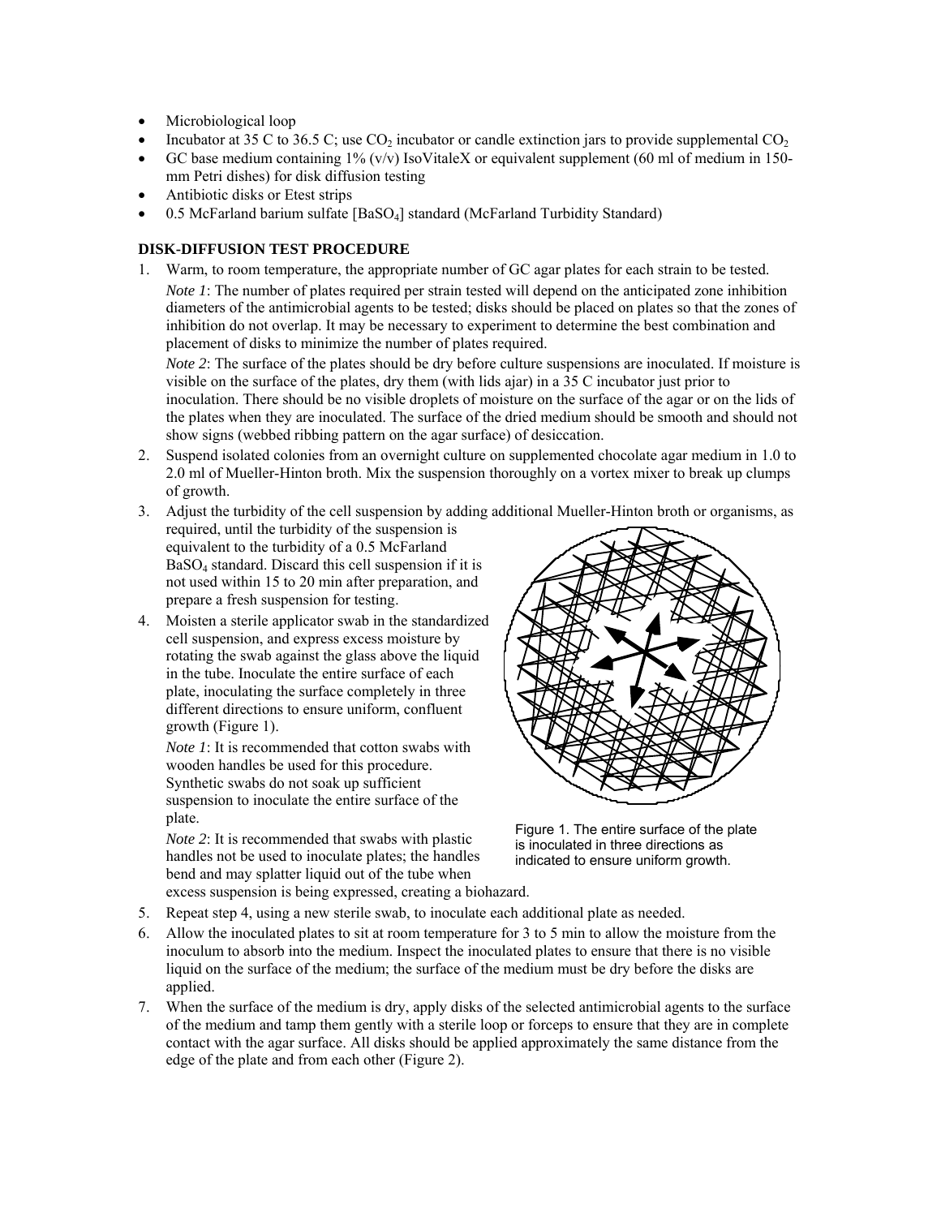- Microbiological loop
- Incubator at 35 C to 36.5 C; use $CO_2$ incubator or candle extinction jars to provide supplemental $CO_2$
- GC base medium containing 1% (v/v) IsoVitaleX or equivalent supplement (60 ml of medium in 150-mm Petri dishes) for disk diffusion testing
- Antibiotic disks or Etest strips
- 0.5 McFarland barium sulfate [$BaSO_4$] standard (McFarland Turbidity Standard)

**DISK-DIFFUSION TEST PROCEDURE**

1. Warm, to room temperature, the appropriate number of GC agar plates for each strain to be tested.

   *Note 1*: The number of plates required per strain tested will depend on the anticipated zone inhibition diameters of the antimicrobial agents to be tested; disks should be placed on plates so that the zones of inhibition do not overlap. It may be necessary to experiment to determine the best combination and placement of disks to minimize the number of plates required.

   *Note 2*: The surface of the plates should be dry before culture suspensions are inoculated. If moisture is visible on the surface of the plates, dry them (with lids ajar) in a 35 C incubator just prior to inoculation. There should be no visible droplets of moisture on the surface of the agar or on the lids of the plates when they are inoculated. The surface of the dried medium should be smooth and should not show signs (webbed ribbing pattern on the agar surface) of desiccation.

2. Suspend isolated colonies from an overnight culture on supplemented chocolate agar medium in 1.0 to 2.0 ml of Mueller-Hinton broth. Mix the suspension thoroughly on a vortex mixer to break up clumps of growth.

3. Adjust the turbidity of the cell suspension by adding additional Mueller-Hinton broth or organisms, as required, until the turbidity of the suspension is equivalent to the turbidity of a 0.5 McFarland $BaSO_4$ standard. Discard this cell suspension if it is not used within 15 to 20 min after preparation, and prepare a fresh suspension for testing.

4. Moisten a sterile applicator swab in the standardized cell suspension, and express excess moisture by rotating the swab against the glass above the liquid in the tube. Inoculate the entire surface of each plate, inoculating the surface completely in three different directions to ensure uniform, confluent growth (Figure 1).

   *Note 1*: It is recommended that cotton swabs with wooden handles be used for this procedure. Synthetic swabs do not soak up sufficient suspension to inoculate the entire surface of the plate.

   *Note 2*: It is recommended that swabs with plastic handles not be used to inoculate plates; the handles bend and may splatter liquid out of the tube when excess suspension is being expressed, creating a biohazard.

Figure 1. The entire surface of the plate is inoculated in three directions as indicated to ensure uniform growth.

5. Repeat step 4, using a new sterile swab, to inoculate each additional plate as needed.

6. Allow the inoculated plates to sit at room temperature for 3 to 5 min to allow the moisture from the inoculum to absorb into the medium. Inspect the inoculated plates to ensure that there is no visible liquid on the surface of the medium; the surface of the medium must be dry before the disks are applied.

7. When the surface of the medium is dry, apply disks of the selected antimicrobial agents to the surface of the medium and tamp them gently with a sterile loop or forceps to ensure that they are in complete contact with the agar surface. All disks should be applied approximately the same distance from the edge of the plate and from each other (Figure 2).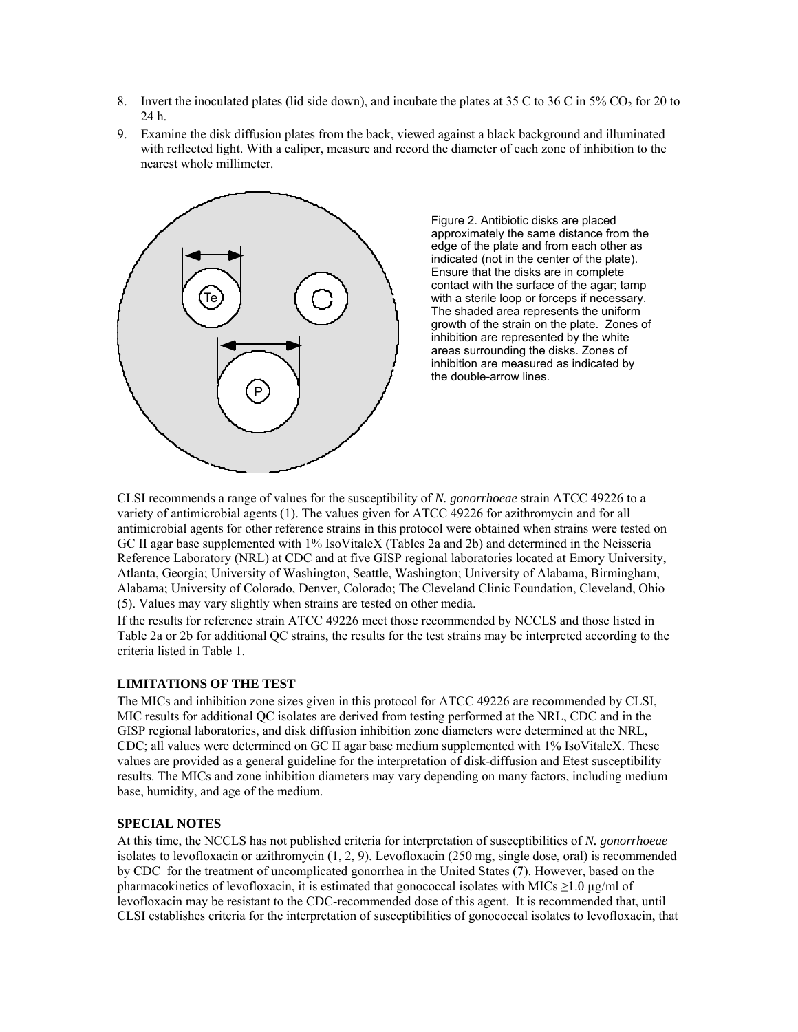8. Invert the inoculated plates (lid side down), and incubate the plates at 35 C to 36 C in 5% $CO_2$ for 20 to 24 h.
9. Examine the disk diffusion plates from the back, viewed against a black background and illuminated with reflected light. With a caliper, measure and record the diameter of each zone of inhibition to the nearest whole millimeter.

Figure 2. Antibiotic disks are placed approximately the same distance from the edge of the plate and from each other as indicated (not in the center of the plate). Ensure that the disks are in complete contact with the surface of the agar; tamp with a sterile loop or forceps if necessary. The shaded area represents the uniform growth of the strain on the plate. Zones of inhibition are represented by the white areas surrounding the disks. Zones of inhibition are measured as indicated by the double-arrow lines.

CLSI recommends a range of values for the susceptibility of *N. gonorrhoeae* strain ATCC 49226 to a variety of antimicrobial agents (1). The values given for ATCC 49226 for azithromycin and for all antimicrobial agents for other reference strains in this protocol were obtained when strains were tested on GC II agar base supplemented with 1% IsoVitaleX (Tables 2a and 2b) and determined in the Neisseria Reference Laboratory (NRL) at CDC and at five GISP regional laboratories located at Emory University, Atlanta, Georgia; University of Washington, Seattle, Washington; University of Alabama, Birmingham, Alabama; University of Colorado, Denver, Colorado; The Cleveland Clinic Foundation, Cleveland, Ohio (5). Values may vary slightly when strains are tested on other media.

If the results for reference strain ATCC 49226 meet those recommended by NCCLS and those listed in Table 2a or 2b for additional QC strains, the results for the test strains may be interpreted according to the criteria listed in Table 1.

**LIMITATIONS OF THE TEST**

The MICs and inhibition zone sizes given in this protocol for ATCC 49226 are recommended by CLSI, MIC results for additional QC isolates are derived from testing performed at the NRL, CDC and in the GISP regional laboratories, and disk diffusion inhibition zone diameters were determined at the NRL, CDC; all values were determined on GC II agar base medium supplemented with 1% IsoVitaleX. These values are provided as a general guideline for the interpretation of disk-diffusion and Etest susceptibility results. The MICs and zone inhibition diameters may vary depending on many factors, including medium base, humidity, and age of the medium.

**SPECIAL NOTES**

At this time, the NCCLS has not published criteria for interpretation of susceptibilities of *N. gonorrhoeae* isolates to levofloxacin or azithromycin (1, 2, 9). Levofloxacin (250 mg, single dose, oral) is recommended by CDC for the treatment of uncomplicated gonorrhea in the United States (7). However, based on the pharmacokinetics of levofloxacin, it is estimated that gonococcal isolates with MICs ≥1.0 µg/ml of levofloxacin may be resistant to the CDC-recommended dose of this agent. It is recommended that, until CLSI establishes criteria for the interpretation of susceptibilities of gonococcal isolates to levofloxacin, that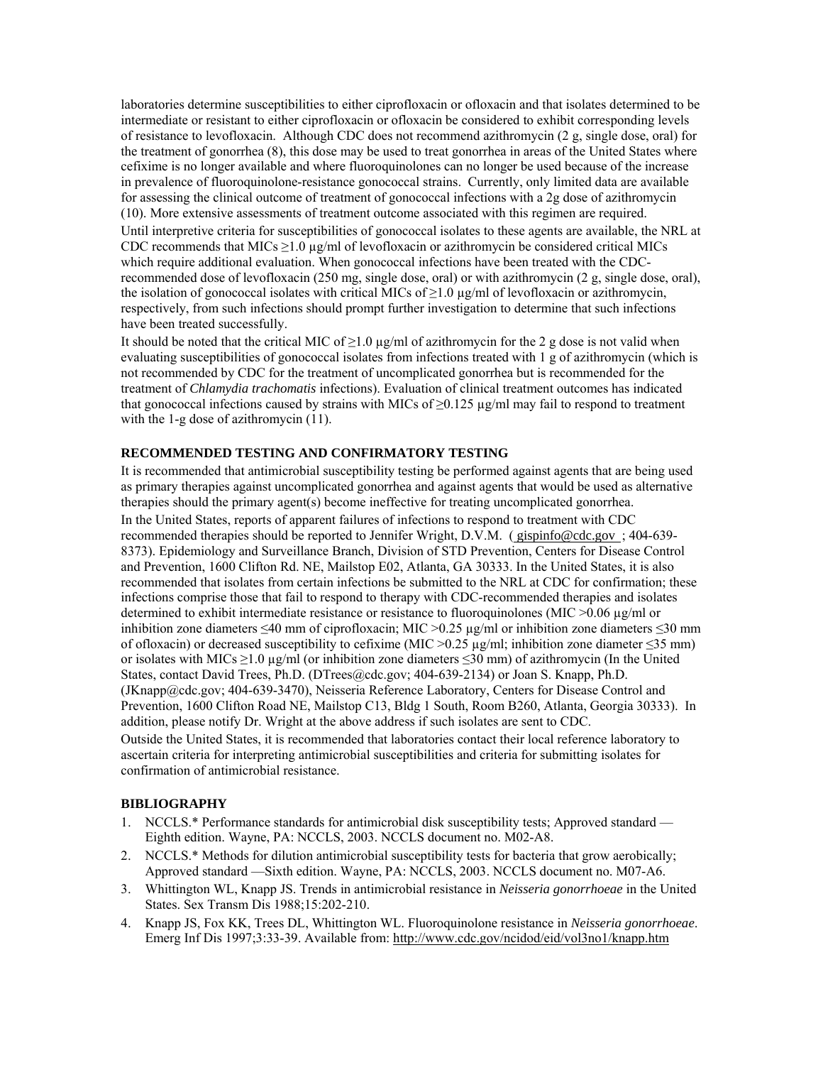laboratories determine susceptibilities to either ciprofloxacin or ofloxacin and that isolates determined to be intermediate or resistant to either ciprofloxacin or ofloxacin be considered to exhibit corresponding levels of resistance to levofloxacin. Although CDC does not recommend azithromycin (2 g, single dose, oral) for the treatment of gonorrhea (8), this dose may be used to treat gonorrhea in areas of the United States where cefixime is no longer available and where fluoroquinolones can no longer be used because of the increase in prevalence of fluoroquinolone-resistance gonococcal strains. Currently, only limited data are available for assessing the clinical outcome of treatment of gonococcal infections with a 2g dose of azithromycin (10). More extensive assessments of treatment outcome associated with this regimen are required.

Until interpretive criteria for susceptibilities of gonococcal isolates to these agents are available, the NRL at CDC recommends that MICs ≥1.0 µg/ml of levofloxacin or azithromycin be considered critical MICs which require additional evaluation. When gonococcal infections have been treated with the CDC-recommended dose of levofloxacin (250 mg, single dose, oral) or with azithromycin (2 g, single dose, oral), the isolation of gonococcal isolates with critical MICs of ≥1.0 µg/ml of levofloxacin or azithromycin, respectively, from such infections should prompt further investigation to determine that such infections have been treated successfully.

It should be noted that the critical MIC of ≥1.0 µg/ml of azithromycin for the 2 g dose is not valid when evaluating susceptibilities of gonococcal isolates from infections treated with 1 g of azithromycin (which is not recommended by CDC for the treatment of uncomplicated gonorrhea but is recommended for the treatment of *Chlamydia trachomatis* infections). Evaluation of clinical treatment outcomes has indicated that gonococcal infections caused by strains with MICs of ≥0.125 µg/ml may fail to respond to treatment with the 1-g dose of azithromycin (11).

## RECOMMENDED TESTING AND CONFIRMATORY TESTING

It is recommended that antimicrobial susceptibility testing be performed against agents that are being used as primary therapies against uncomplicated gonorrhea and against agents that would be used as alternative therapies should the primary agent(s) become ineffective for treating uncomplicated gonorrhea.

In the United States, reports of apparent failures of infections to respond to treatment with CDC recommended therapies should be reported to Jennifer Wright, D.V.M. ( gispinfo@cdc.gov ; 404-639-8373). Epidemiology and Surveillance Branch, Division of STD Prevention, Centers for Disease Control and Prevention, 1600 Clifton Rd. NE, Mailstop E02, Atlanta, GA 30333. In the United States, it is also recommended that isolates from certain infections be submitted to the NRL at CDC for confirmation; these infections comprise those that fail to respond to therapy with CDC-recommended therapies and isolates determined to exhibit intermediate resistance or resistance to fluoroquinolones (MIC >0.06 µg/ml or inhibition zone diameters ≤40 mm of ciprofloxacin; MIC >0.25 µg/ml or inhibition zone diameters ≤30 mm of ofloxacin) or decreased susceptibility to cefixime (MIC >0.25 µg/ml; inhibition zone diameter ≤35 mm) or isolates with MICs ≥1.0 µg/ml (or inhibition zone diameters ≤30 mm) of azithromycin (In the United States, contact David Trees, Ph.D. (DTrees@cdc.gov; 404-639-2134) or Joan S. Knapp, Ph.D. (JKnapp@cdc.gov; 404-639-3470), Neisseria Reference Laboratory, Centers for Disease Control and Prevention, 1600 Clifton Road NE, Mailstop C13, Bldg 1 South, Room B260, Atlanta, Georgia 30333). In addition, please notify Dr. Wright at the above address if such isolates are sent to CDC.

Outside the United States, it is recommended that laboratories contact their local reference laboratory to ascertain criteria for interpreting antimicrobial susceptibilities and criteria for submitting isolates for confirmation of antimicrobial resistance.

## BIBLIOGRAPHY

1. NCCLS.* Performance standards for antimicrobial disk susceptibility tests; Approved standard — Eighth edition. Wayne, PA: NCCLS, 2003. NCCLS document no. M02-A8.
2. NCCLS.* Methods for dilution antimicrobial susceptibility tests for bacteria that grow aerobically; Approved standard —Sixth edition. Wayne, PA: NCCLS, 2003. NCCLS document no. M07-A6.
3. Whittington WL, Knapp JS. Trends in antimicrobial resistance in *Neisseria gonorrhoeae* in the United States. Sex Transm Dis 1988;15:202-210.
4. Knapp JS, Fox KK, Trees DL, Whittington WL. Fluoroquinolone resistance in *Neisseria gonorrhoeae*. Emerg Inf Dis 1997;3:33-39. Available from: http://www.cdc.gov/ncidod/eid/vol3no1/knapp.htm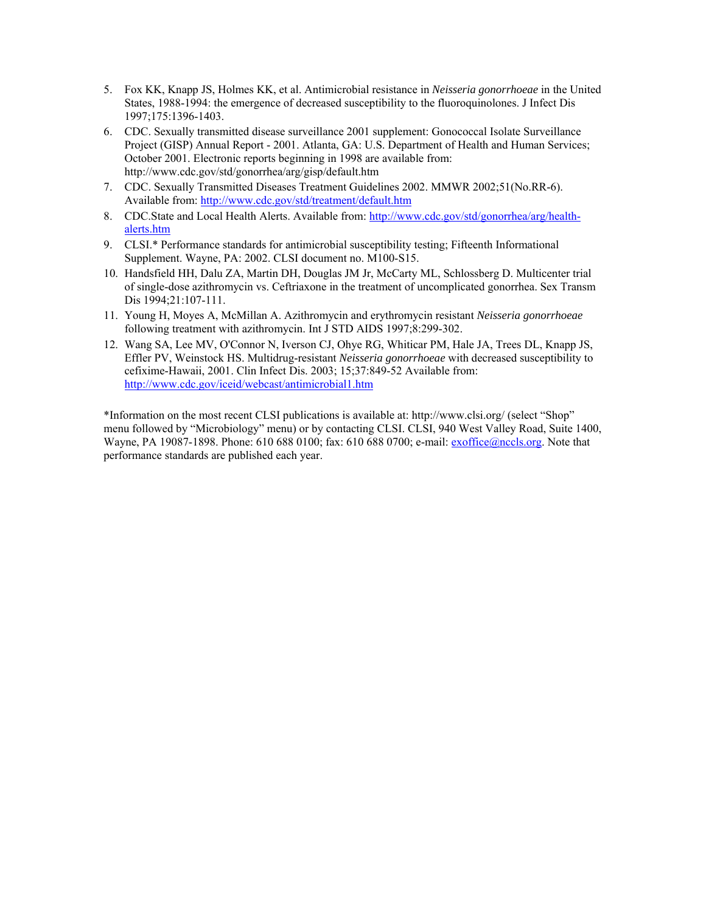5. Fox KK, Knapp JS, Holmes KK, et al. Antimicrobial resistance in *Neisseria gonorrhoeae* in the United States, 1988-1994: the emergence of decreased susceptibility to the fluoroquinolones. J Infect Dis 1997;175:1396-1403.
6. CDC. Sexually transmitted disease surveillance 2001 supplement: Gonococcal Isolate Surveillance Project (GISP) Annual Report - 2001. Atlanta, GA: U.S. Department of Health and Human Services; October 2001. Electronic reports beginning in 1998 are available from: http://www.cdc.gov/std/gonorrhea/arg/gisp/default.htm
7. CDC. Sexually Transmitted Diseases Treatment Guidelines 2002. MMWR 2002;51(No.RR-6). Available from: http://www.cdc.gov/std/treatment/default.htm
8. CDC.State and Local Health Alerts. Available from: http://www.cdc.gov/std/gonorrhea/arg/health-alerts.htm
9. CLSI.* Performance standards for antimicrobial susceptibility testing; Fifteenth Informational Supplement. Wayne, PA: 2002. CLSI document no. M100-S15.
10. Handsfield HH, Dalu ZA, Martin DH, Douglas JM Jr, McCarty ML, Schlossberg D. Multicenter trial of single-dose azithromycin vs. Ceftriaxone in the treatment of uncomplicated gonorrhea. Sex Transm Dis 1994;21:107-111.
11. Young H, Moyes A, McMillan A. Azithromycin and erythromycin resistant *Neisseria gonorrhoeae* following treatment with azithromycin. Int J STD AIDS 1997;8:299-302.
12. Wang SA, Lee MV, O'Connor N, Iverson CJ, Ohye RG, Whiticar PM, Hale JA, Trees DL, Knapp JS, Effler PV, Weinstock HS. Multidrug-resistant *Neisseria gonorrhoeae* with decreased susceptibility to cefixime-Hawaii, 2001. Clin Infect Dis. 2003; 15;37:849-52 Available from: http://www.cdc.gov/iceid/webcast/antimicrobial1.htm

*Information on the most recent CLSI publications is available at: http://www.clsi.org/ (select "Shop" menu followed by "Microbiology" menu) or by contacting CLSI. CLSI, 940 West Valley Road, Suite 1400, Wayne, PA 19087-1898. Phone: 610 688 0100; fax: 610 688 0700; e-mail: exoffice@nccls.org. Note that performance standards are published each year.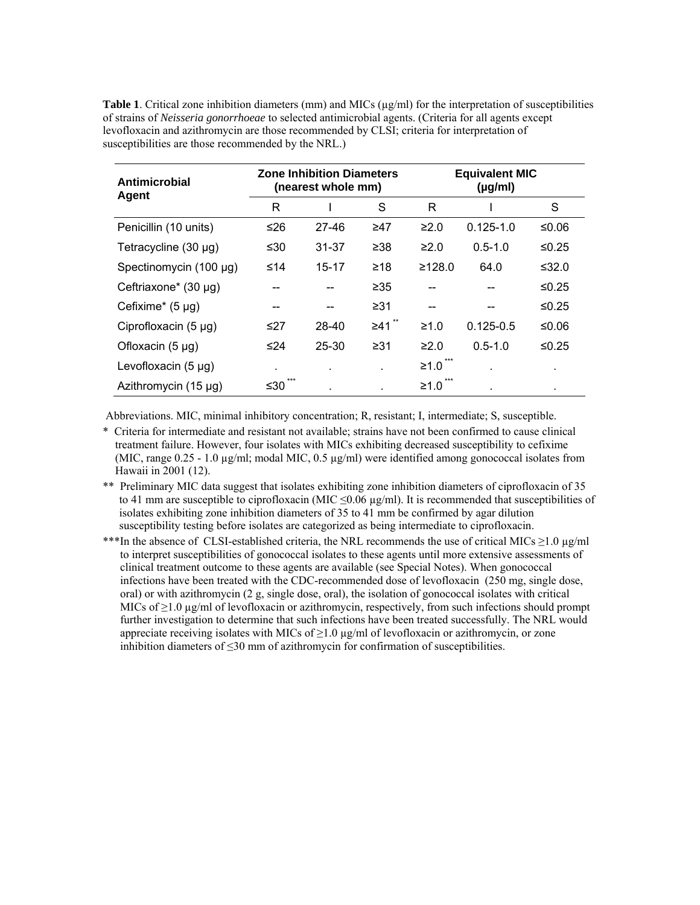**Table 1**. Critical zone inhibition diameters (mm) and MICs (µg/ml) for the interpretation of susceptibilities of strains of *Neisseria gonorrhoeae* to selected antimicrobial agents. (Criteria for all agents except levofloxacin and azithromycin are those recommended by CLSI; criteria for interpretation of susceptibilities are those recommended by the NRL.)

| Antimicrobial Agent | Zone Inhibition Diameters (nearest whole mm) | | | Equivalent MIC (µg/ml) | | |
|---|---|---|---|---|---|---|
| | R | I | S | R | I | S |
| Penicillin (10 units) | ≤26 | 27-46 | ≥47 | ≥2.0 | 0.125-1.0 | ≤0.06 |
| Tetracycline (30 µg) | ≤30 | 31-37 | ≥38 | ≥2.0 | 0.5-1.0 | ≤0.25 |
| Spectinomycin (100 µg) | ≤14 | 15-17 | ≥18 | ≥128.0 | 64.0 | ≤32.0 |
| Ceftriaxone* (30 µg) | -- | -- | ≥35 | -- | -- | ≤0.25 |
| Cefixime* (5 µg) | -- | -- | ≥31 | -- | -- | ≤0.25 |
| Ciprofloxacin (5 µg) | ≤27 | 28-40 | ≥41** | ≥1.0 | 0.125-0.5 | ≤0.06 |
| Ofloxacin (5 µg) | ≤24 | 25-30 | ≥31 | ≥2.0 | 0.5-1.0 | ≤0.25 |
| Levofloxacin (5 µg) | . | . | . | ≥1.0*** | . | . |
| Azithromycin (15 µg) | ≤30*** | . | . | ≥1.0*** | . | . |

Abbreviations. MIC, minimal inhibitory concentration; R, resistant; I, intermediate; S, susceptible.

\* Criteria for intermediate and resistant not available; strains have not been confirmed to cause clinical treatment failure. However, four isolates with MICs exhibiting decreased susceptibility to cefixime (MIC, range 0.25 - 1.0 µg/ml; modal MIC, 0.5 µg/ml) were identified among gonococcal isolates from Hawaii in 2001 (12).

\*\* Preliminary MIC data suggest that isolates exhibiting zone inhibition diameters of ciprofloxacin of 35 to 41 mm are susceptible to ciprofloxacin (MIC ≤0.06 µg/ml). It is recommended that susceptibilities of isolates exhibiting zone inhibition diameters of 35 to 41 mm be confirmed by agar dilution susceptibility testing before isolates are categorized as being intermediate to ciprofloxacin.

\*\*\*In the absence of CLSI-established criteria, the NRL recommends the use of critical MICs ≥1.0 µg/ml to interpret susceptibilities of gonococcal isolates to these agents until more extensive assessments of clinical treatment outcome to these agents are available (see Special Notes). When gonococcal infections have been treated with the CDC-recommended dose of levofloxacin (250 mg, single dose, oral) or with azithromycin (2 g, single dose, oral), the isolation of gonococcal isolates with critical MICs of ≥1.0 µg/ml of levofloxacin or azithromycin, respectively, from such infections should prompt further investigation to determine that such infections have been treated successfully. The NRL would appreciate receiving isolates with MICs of ≥1.0 µg/ml of levofloxacin or azithromycin, or zone inhibition diameters of ≤30 mm of azithromycin for confirmation of susceptibilities.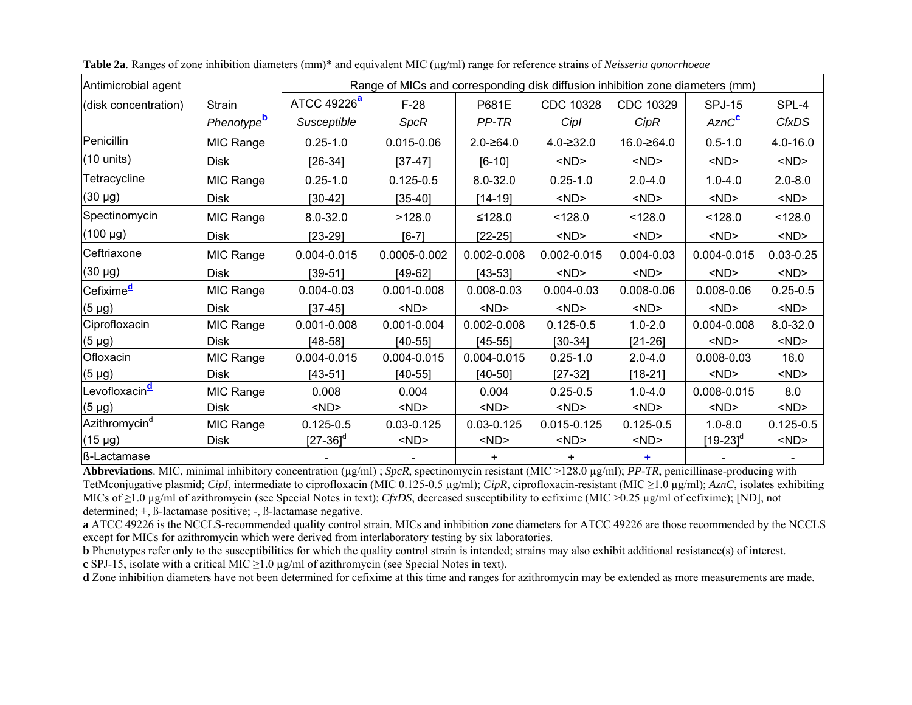**Table 2a**. Ranges of zone inhibition diameters (mm)* and equivalent MIC (µg/ml) range for reference strains of *Neisseria gonorrhoeae*

| Antimicrobial agent (disk concentration) | Strain | Range of MICs and corresponding disk diffusion inhibition zone diameters (mm) | | | | | | |
|---|---|---|---|---|---|---|---|---|
| | | ATCC 49226[a] | F-28 | P681E | CDC 10328 | CDC 10329 | SPJ-15 | SPL-4 |
| | *Phenotype*[b] | *Susceptible* | *SpcR* | *PP-TR* | *CipI* | *CipR* | *AznC*[c] | *CfxDS* |
| Penicillin (10 units) | MIC Range | 0.25-1.0 | 0.015-0.06 | 2.0-≥64.0 | 4.0-≥32.0 | 16.0-≥64.0 | 0.5-1.0 | 4.0-16.0 |
| | Disk | [26-34] | [37-47] | [6-10] | <ND> | <ND> | <ND> | <ND> |
| Tetracycline (30 µg) | MIC Range | 0.25-1.0 | 0.125-0.5 | 8.0-32.0 | 0.25-1.0 | 2.0-4.0 | 1.0-4.0 | 2.0-8.0 |
| | Disk | [30-42] | [35-40] | [14-19] | <ND> | <ND> | <ND> | <ND> |
| Spectinomycin (100 µg) | MIC Range | 8.0-32.0 | >128.0 | ≤128.0 | <128.0 | <128.0 | <128.0 | <128.0 |
| | Disk | [23-29] | [6-7] | [22-25] | <ND> | <ND> | <ND> | <ND> |
| Ceftriaxone (30 µg) | MIC Range | 0.004-0.015 | 0.0005-0.002 | 0.002-0.008 | 0.002-0.015 | 0.004-0.03 | 0.004-0.015 | 0.03-0.25 |
| | Disk | [39-51] | [49-62] | [43-53] | <ND> | <ND> | <ND> | <ND> |
| Cefixime[d] (5 µg) | MIC Range | 0.004-0.03 | 0.001-0.008 | 0.008-0.03 | 0.004-0.03 | 0.008-0.06 | 0.008-0.06 | 0.25-0.5 |
| | Disk | [37-45] | <ND> | <ND> | <ND> | <ND> | <ND> | <ND> |
| Ciprofloxacin (5 µg) | MIC Range | 0.001-0.008 | 0.001-0.004 | 0.002-0.008 | 0.125-0.5 | 1.0-2.0 | 0.004-0.008 | 8.0-32.0 |
| | Disk | [48-58] | [40-55] | [45-55] | [30-34] | [21-26] | <ND> | <ND> |
| Ofloxacin (5 µg) | MIC Range | 0.004-0.015 | 0.004-0.015 | 0.004-0.015 | 0.25-1.0 | 2.0-4.0 | 0.008-0.03 | 16.0 |
| | Disk | [43-51] | [40-55] | [40-50] | [27-32] | [18-21] | <ND> | <ND> |
| Levofloxacin[d] (5 µg) | MIC Range | 0.008 | 0.004 | 0.004 | 0.25-0.5 | 1.0-4.0 | 0.008-0.015 | 8.0 |
| | Disk | <ND> | <ND> | <ND> | <ND> | <ND> | <ND> | <ND> |
| Azithromycin[d] (15 µg) | MIC Range | 0.125-0.5 | 0.03-0.125 | 0.03-0.125 | 0.015-0.125 | 0.125-0.5 | 1.0-8.0 | 0.125-0.5 |
| | Disk | [27-36][d] | <ND> | <ND> | <ND> | <ND> | [19-23][d] | <ND> |
| ß-Lactamase | | - | - | + | + | + | - | - |

**Abbreviations**. MIC, minimal inhibitory concentration (µg/ml) ; *SpcR*, spectinomycin resistant (MIC >128.0 µg/ml); *PP-TR*, penicillinase-producing with TetMconjugative plasmid; *CipI*, intermediate to ciprofloxacin (MIC 0.125-0.5 µg/ml); *CipR*, ciprofloxacin-resistant (MIC ≥1.0 µg/ml); *AznC*, isolates exhibiting MICs of ≥1.0 µg/ml of azithromycin (see Special Notes in text); *CfxDS*, decreased susceptibility to cefixime (MIC >0.25 µg/ml of cefixime); [ND], not determined; +, ß-lactamase positive; -, ß-lactamase negative.

**a** ATCC 49226 is the NCCLS-recommended quality control strain. MICs and inhibition zone diameters for ATCC 49226 are those recommended by the NCCLS except for MICs for azithromycin which were derived from interlaboratory testing by six laboratories.

**b** Phenotypes refer only to the susceptibilities for which the quality control strain is intended; strains may also exhibit additional resistance(s) of interest.

**c** SPJ-15, isolate with a critical MIC ≥1.0 µg/ml of azithromycin (see Special Notes in text).

**d** Zone inhibition diameters have not been determined for cefixime at this time and ranges for azithromycin may be extended as more measurements are made.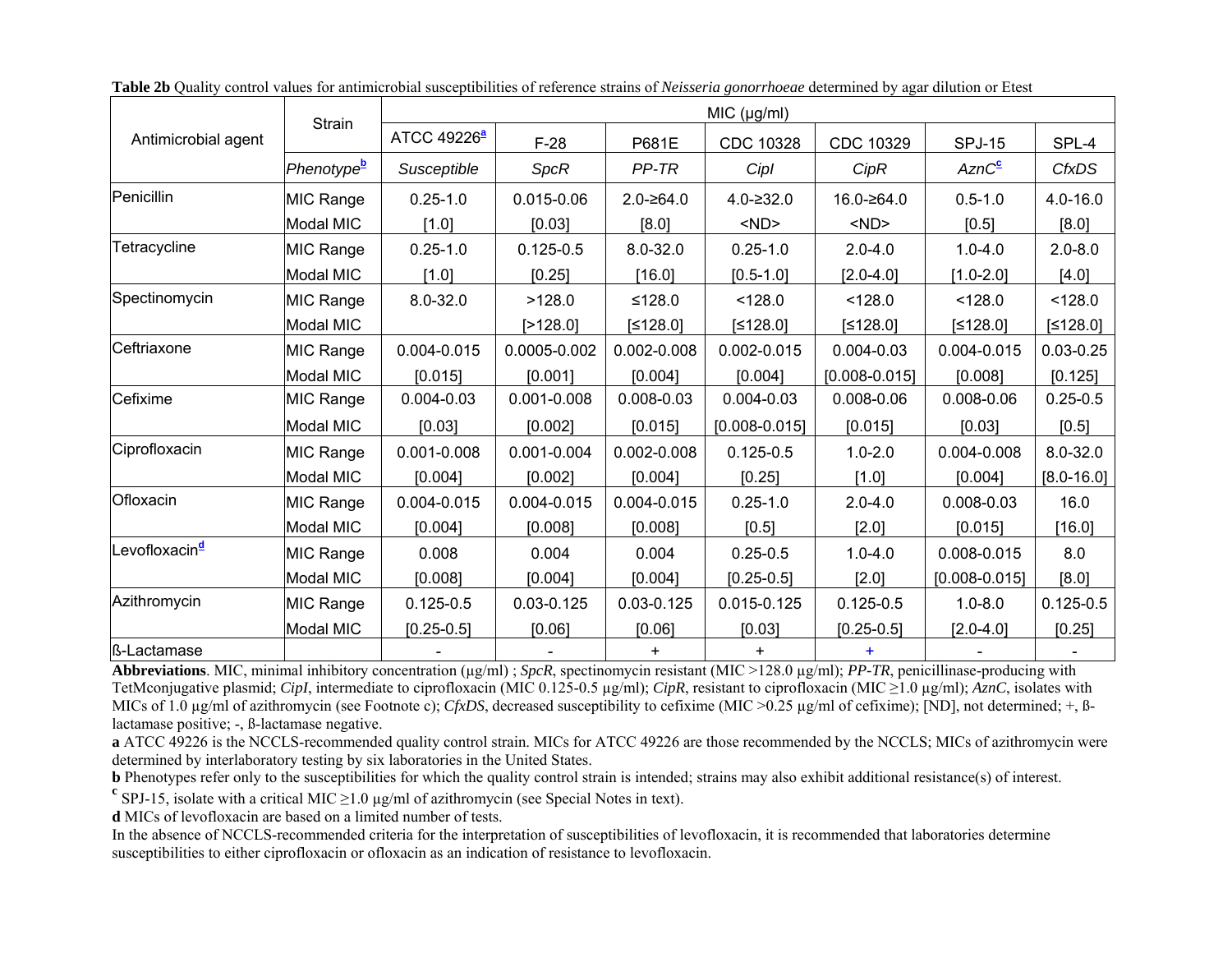**Table 2b** Quality control values for antimicrobial susceptibilities of reference strains of *Neisseria gonorrhoeae* determined by agar dilution or Etest

| Antimicrobial agent | Strain | MIC (µg/ml) | | | | | | |
|---|---|---|---|---|---|---|---|---|
| | | ATCC 49226[a] | F-28 | P681E | CDC 10328 | CDC 10329 | SPJ-15 | SPL-4 |
| | *Phenotype*[b] | *Susceptible* | *SpcR* | *PP-TR* | *CipI* | *CipR* | *AznC*[c] | *CfxDS* |
| Penicillin | MIC Range | 0.25-1.0 | 0.015-0.06 | 2.0-≥64.0 | 4.0-≥32.0 | 16.0-≥64.0 | 0.5-1.0 | 4.0-16.0 |
| | Modal MIC | [1.0] | [0.03] | [8.0] | <ND> | <ND> | [0.5] | [8.0] |
| Tetracycline | MIC Range | 0.25-1.0 | 0.125-0.5 | 8.0-32.0 | 0.25-1.0 | 2.0-4.0 | 1.0-4.0 | 2.0-8.0 |
| | Modal MIC | [1.0] | [0.25] | [16.0] | [0.5-1.0] | [2.0-4.0] | [1.0-2.0] | [4.0] |
| Spectinomycin | MIC Range | 8.0-32.0 | >128.0 | ≤128.0 | <128.0 | <128.0 | <128.0 | <128.0 |
| | Modal MIC | | [>128.0] | [≤128.0] | [≤128.0] | [≤128.0] | [≤128.0] | [≤128.0] |
| Ceftriaxone | MIC Range | 0.004-0.015 | 0.0005-0.002 | 0.002-0.008 | 0.002-0.015 | 0.004-0.03 | 0.004-0.015 | 0.03-0.25 |
| | Modal MIC | [0.015] | [0.001] | [0.004] | [0.004] | [0.008-0.015] | [0.008] | [0.125] |
| Cefixime | MIC Range | 0.004-0.03 | 0.001-0.008 | 0.008-0.03 | 0.004-0.03 | 0.008-0.06 | 0.008-0.06 | 0.25-0.5 |
| | Modal MIC | [0.03] | [0.002] | [0.015] | [0.008-0.015] | [0.015] | [0.03] | [0.5] |
| Ciprofloxacin | MIC Range | 0.001-0.008 | 0.001-0.004 | 0.002-0.008 | 0.125-0.5 | 1.0-2.0 | 0.004-0.008 | 8.0-32.0 |
| | Modal MIC | [0.004] | [0.002] | [0.004] | [0.25] | [1.0] | [0.004] | [8.0-16.0] |
| Ofloxacin | MIC Range | 0.004-0.015 | 0.004-0.015 | 0.004-0.015 | 0.25-1.0 | 2.0-4.0 | 0.008-0.03 | 16.0 |
| | Modal MIC | [0.004] | [0.008] | [0.008] | [0.5] | [2.0] | [0.015] | [16.0] |
| Levofloxacin[d] | MIC Range | 0.008 | 0.004 | 0.004 | 0.25-0.5 | 1.0-4.0 | 0.008-0.015 | 8.0 |
| | Modal MIC | [0.008] | [0.004] | [0.004] | [0.25-0.5] | [2.0] | [0.008-0.015] | [8.0] |
| Azithromycin | MIC Range | 0.125-0.5 | 0.03-0.125 | 0.03-0.125 | 0.015-0.125 | 0.125-0.5 | 1.0-8.0 | 0.125-0.5 |
| | Modal MIC | [0.25-0.5] | [0.06] | [0.06] | [0.03] | [0.25-0.5] | [2.0-4.0] | [0.25] |
| ß-Lactamase | | - | - | + | + | + | - | - |

**Abbreviations**. MIC, minimal inhibitory concentration (µg/ml) ; *SpcR*, spectinomycin resistant (MIC >128.0 µg/ml); *PP-TR*, penicillinase-producing with TetMconjugative plasmid; *CipI*, intermediate to ciprofloxacin (MIC 0.125-0.5 µg/ml); *CipR*, resistant to ciprofloxacin (MIC ≥1.0 µg/ml); *AznC*, isolates with MICs of 1.0 µg/ml of azithromycin (see Footnote c); *CfxDS*, decreased susceptibility to cefixime (MIC >0.25 µg/ml of cefixime); [ND], not determined; +, ß-lactamase positive; -, ß-lactamase negative.

**a** ATCC 49226 is the NCCLS-recommended quality control strain. MICs for ATCC 49226 are those recommended by the NCCLS; MICs of azithromycin were determined by interlaboratory testing by six laboratories in the United States.

**b** Phenotypes refer only to the susceptibilities for which the quality control strain is intended; strains may also exhibit additional resistance(s) of interest.

**c** SPJ-15, isolate with a critical MIC ≥1.0 µg/ml of azithromycin (see Special Notes in text).

**d** MICs of levofloxacin are based on a limited number of tests.

In the absence of NCCLS-recommended criteria for the interpretation of susceptibilities of levofloxacin, it is recommended that laboratories determine susceptibilities to either ciprofloxacin or ofloxacin as an indication of resistance to levofloxacin.